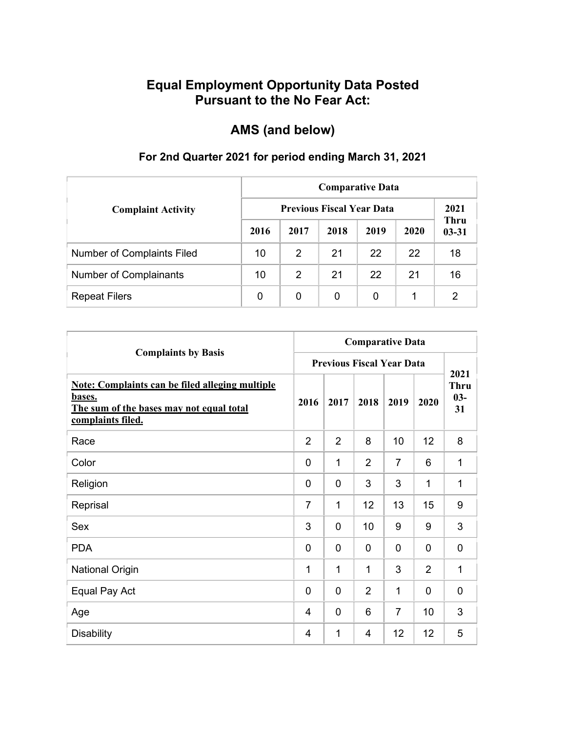# Equal Employment Opportunity Data Posted Pursuant to the No Fear Act:

## AMS (and below)

### For 2nd Quarter 2021 for period ending March 31, 2021

| Complaint Activity | Comparative Data | | | | | |
|---|---|---|---|---|---|---|
| | Previous Fiscal Year Data | | | | | 2021 Thru 03-31 |
| | 2016 | 2017 | 2018 | 2019 | 2020 | |
| Number of Complaints Filed | 10 | 2 | 21 | 22 | 22 | 18 |
| Number of Complainants | 10 | 2 | 21 | 22 | 21 | 16 |
| Repeat Filers | 0 | 0 | 0 | 0 | 1 | 2 |

| Complaints by Basis | Comparative Data | | | | | |
|---|---|---|---|---|---|---|
| | Previous Fiscal Year Data | | | | | 2021 Thru 03-31 |
| **Note: Complaints can be filed alleging multiple bases. The sum of the bases may not equal total complaints filed.** | 2016 | 2017 | 2018 | 2019 | 2020 | |
| Race | 2 | 2 | 8 | 10 | 12 | 8 |
| Color | 0 | 1 | 2 | 7 | 6 | 1 |
| Religion | 0 | 0 | 3 | 3 | 1 | 1 |
| Reprisal | 7 | 1 | 12 | 13 | 15 | 9 |
| Sex | 3 | 0 | 10 | 9 | 9 | 3 |
| PDA | 0 | 0 | 0 | 0 | 0 | 0 |
| National Origin | 1 | 1 | 1 | 3 | 2 | 1 |
| Equal Pay Act | 0 | 0 | 2 | 1 | 0 | 0 |
| Age | 4 | 0 | 6 | 7 | 10 | 3 |
| Disability | 4 | 1 | 4 | 12 | 12 | 5 |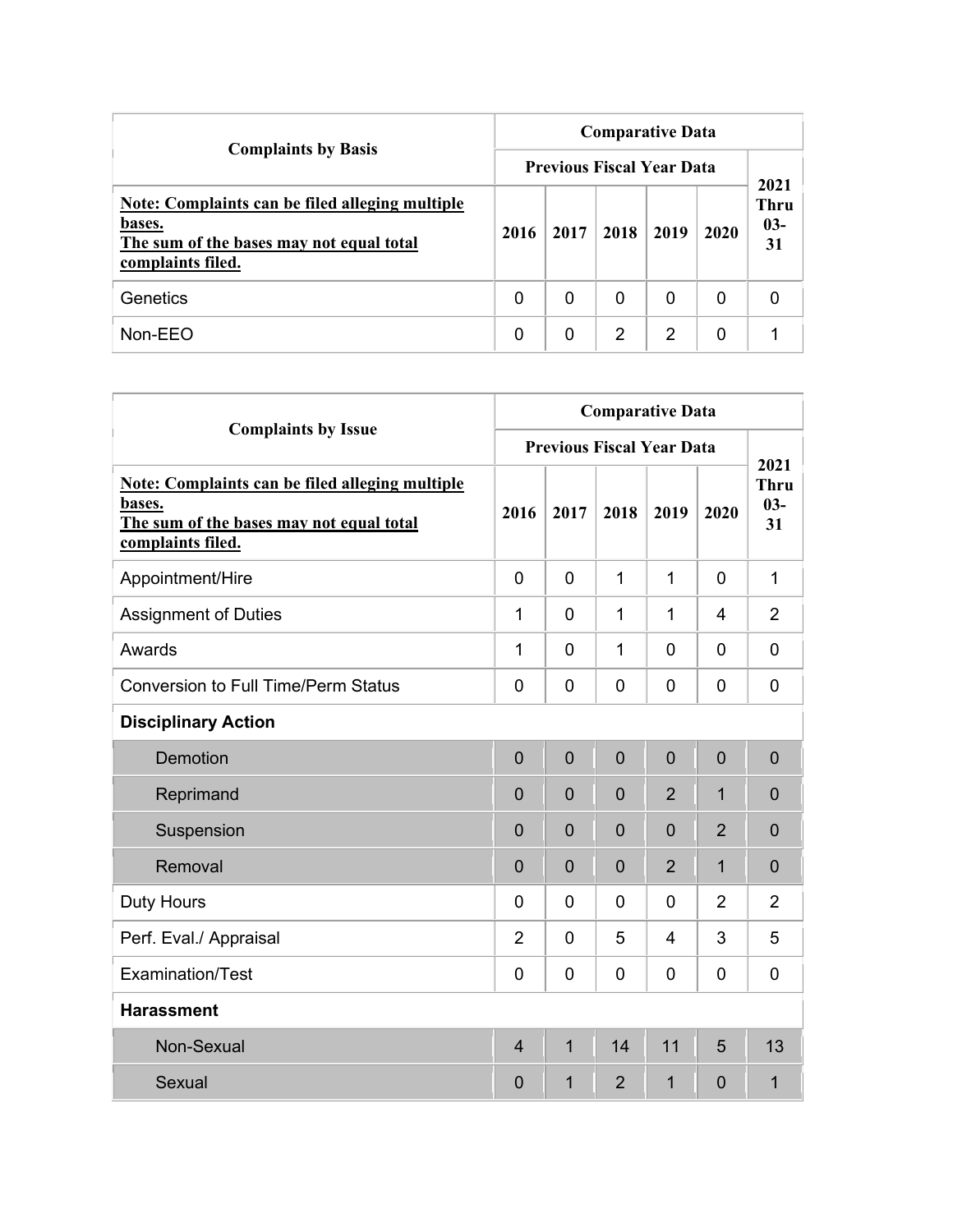| Complaints by Basis | Comparative Data | | | | | |
|---|---|---|---|---|---|---|
| | Previous Fiscal Year Data | | | | | 2021 Thru 03-31 |
| **Note: Complaints can be filed alleging multiple bases. The sum of the bases may not equal total complaints filed.** | 2016 | 2017 | 2018 | 2019 | 2020 | |
| Genetics | 0 | 0 | 0 | 0 | 0 | 0 |
| Non-EEO | 0 | 0 | 2 | 2 | 0 | 1 |

| Complaints by Issue | Comparative Data | | | | | |
|---|---|---|---|---|---|---|
| | Previous Fiscal Year Data | | | | | 2021 Thru 03-31 |
| **Note: Complaints can be filed alleging multiple bases. The sum of the bases may not equal total complaints filed.** | 2016 | 2017 | 2018 | 2019 | 2020 | |
| Appointment/Hire | 0 | 0 | 1 | 1 | 0 | 1 |
| Assignment of Duties | 1 | 0 | 1 | 1 | 4 | 2 |
| Awards | 1 | 0 | 1 | 0 | 0 | 0 |
| Conversion to Full Time/Perm Status | 0 | 0 | 0 | 0 | 0 | 0 |
| **Disciplinary Action** | | | | | | |
| Demotion | 0 | 0 | 0 | 0 | 0 | 0 |
| Reprimand | 0 | 0 | 0 | 2 | 1 | 0 |
| Suspension | 0 | 0 | 0 | 0 | 2 | 0 |
| Removal | 0 | 0 | 0 | 2 | 1 | 0 |
| Duty Hours | 0 | 0 | 0 | 0 | 2 | 2 |
| Perf. Eval./ Appraisal | 2 | 0 | 5 | 4 | 3 | 5 |
| Examination/Test | 0 | 0 | 0 | 0 | 0 | 0 |
| **Harassment** | | | | | | |
| Non-Sexual | 4 | 1 | 14 | 11 | 5 | 13 |
| Sexual | 0 | 1 | 2 | 1 | 0 | 1 |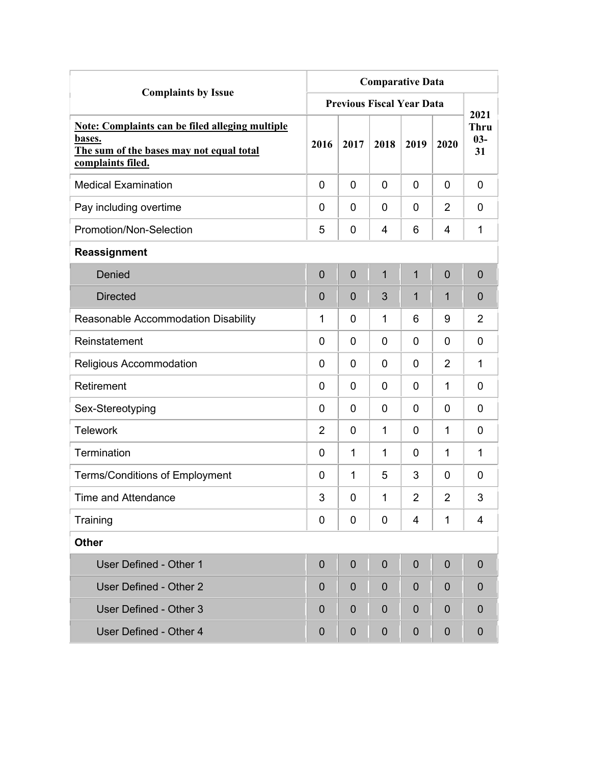| Complaints by Issue | Comparative Data | | | | | |
|---|---|---|---|---|---|---|
| | Previous Fiscal Year Data | | | | | 2021 Thru 03-31 |
| **Note: Complaints can be filed alleging multiple bases. The sum of the bases may not equal total complaints filed.** | 2016 | 2017 | 2018 | 2019 | 2020 | |
| Medical Examination | 0 | 0 | 0 | 0 | 0 | 0 |
| Pay including overtime | 0 | 0 | 0 | 0 | 2 | 0 |
| Promotion/Non-Selection | 5 | 0 | 4 | 6 | 4 | 1 |
| **Reassignment** | | | | | | |
| Denied | 0 | 0 | 1 | 1 | 0 | 0 |
| Directed | 0 | 0 | 3 | 1 | 1 | 0 |
| Reasonable Accommodation Disability | 1 | 0 | 1 | 6 | 9 | 2 |
| Reinstatement | 0 | 0 | 0 | 0 | 0 | 0 |
| Religious Accommodation | 0 | 0 | 0 | 0 | 2 | 1 |
| Retirement | 0 | 0 | 0 | 0 | 1 | 0 |
| Sex-Stereotyping | 0 | 0 | 0 | 0 | 0 | 0 |
| Telework | 2 | 0 | 1 | 0 | 1 | 0 |
| Termination | 0 | 1 | 1 | 0 | 1 | 1 |
| Terms/Conditions of Employment | 0 | 1 | 5 | 3 | 0 | 0 |
| Time and Attendance | 3 | 0 | 1 | 2 | 2 | 3 |
| Training | 0 | 0 | 0 | 4 | 1 | 4 |
| **Other** | | | | | | |
| User Defined - Other 1 | 0 | 0 | 0 | 0 | 0 | 0 |
| User Defined - Other 2 | 0 | 0 | 0 | 0 | 0 | 0 |
| User Defined - Other 3 | 0 | 0 | 0 | 0 | 0 | 0 |
| User Defined - Other 4 | 0 | 0 | 0 | 0 | 0 | 0 |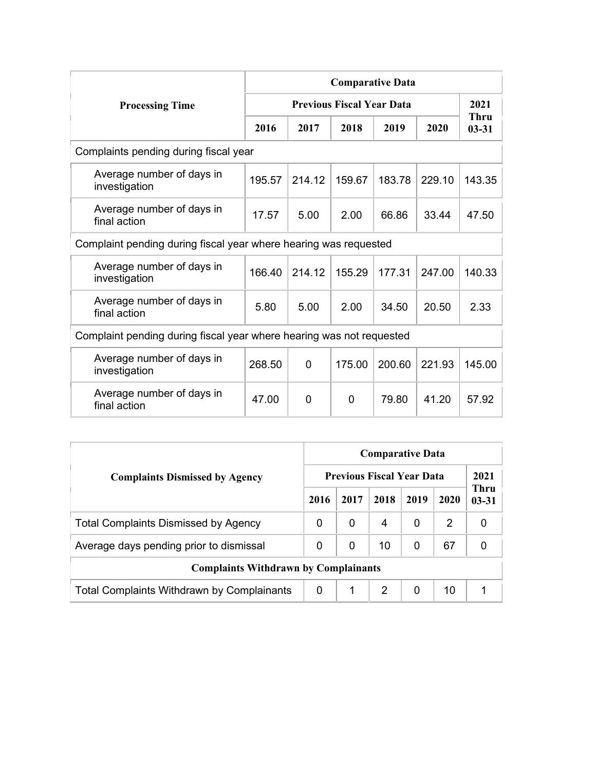| Processing Time | Comparative Data | | | | | |
|---|---|---|---|---|---|---|
| | Previous Fiscal Year Data | | | | | 2021 Thru 03-31 |
| | 2016 | 2017 | 2018 | 2019 | 2020 | |
| Complaints pending during fiscal year | | | | | | |
| Average number of days in investigation | 195.57 | 214.12 | 159.67 | 183.78 | 229.10 | 143.35 |
| Average number of days in final action | 17.57 | 5.00 | 2.00 | 66.86 | 33.44 | 47.50 |
| Complaint pending during fiscal year where hearing was requested | | | | | | |
| Average number of days in investigation | 166.40 | 214.12 | 155.29 | 177.31 | 247.00 | 140.33 |
| Average number of days in final action | 5.80 | 5.00 | 2.00 | 34.50 | 20.50 | 2.33 |
| Complaint pending during fiscal year where hearing was not requested | | | | | | |
| Average number of days in investigation | 268.50 | 0 | 175.00 | 200.60 | 221.93 | 145.00 |
| Average number of days in final action | 47.00 | 0 | 0 | 79.80 | 41.20 | 57.92 |

| Complaints Dismissed by Agency | Comparative Data | | | | | |
|---|---|---|---|---|---|---|
| | Previous Fiscal Year Data | | | | | 2021 Thru 03-31 |
| | 2016 | 2017 | 2018 | 2019 | 2020 | |
| Total Complaints Dismissed by Agency | 0 | 0 | 4 | 0 | 2 | 0 |
| Average days pending prior to dismissal | 0 | 0 | 10 | 0 | 67 | 0 |
| **Complaints Withdrawn by Complainants** | | | | | | |
| Total Complaints Withdrawn by Complainants | 0 | 1 | 2 | 0 | 10 | 1 |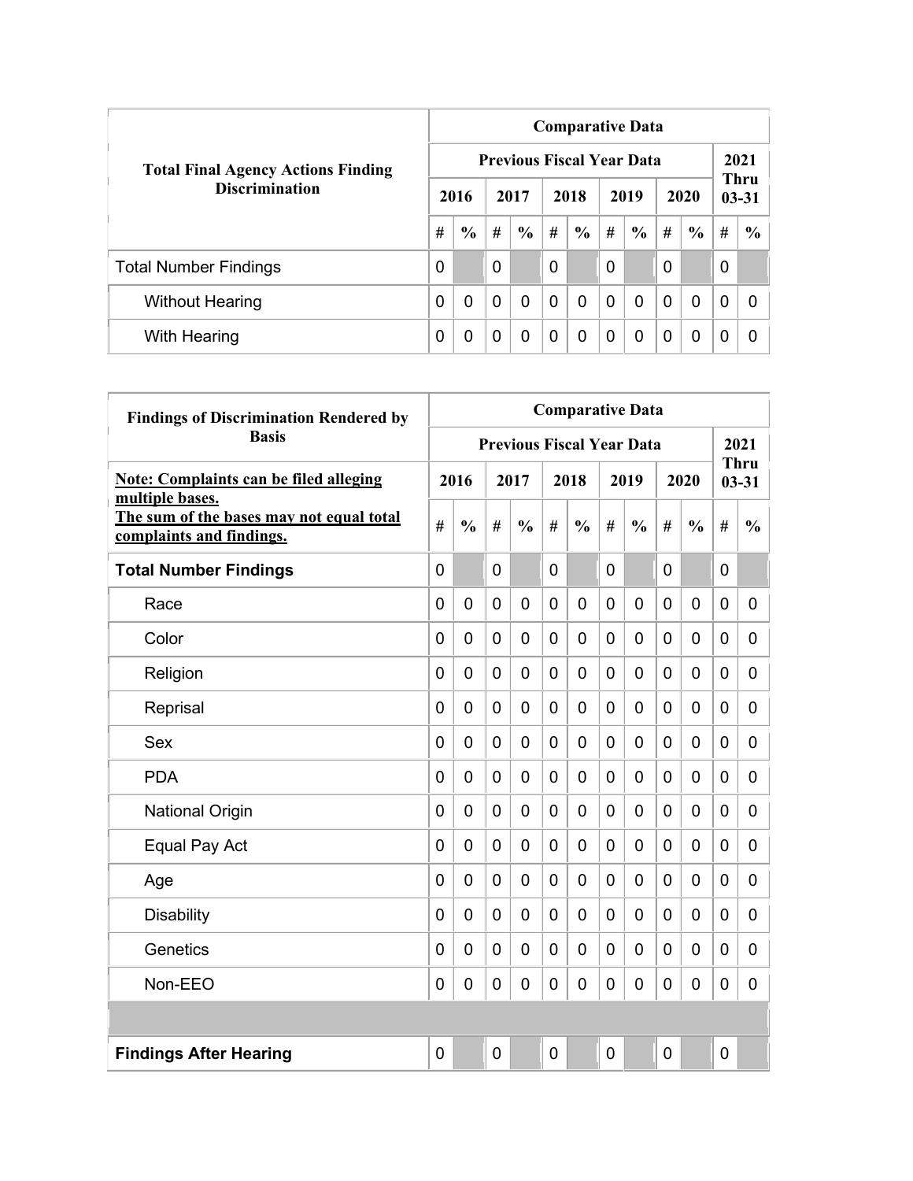| Total Final Agency Actions Finding Discrimination | Comparative Data | | | | | | | | | | | |
|---|---|---|---|---|---|---|---|---|---|---|---|---|
| | Previous Fiscal Year Data | | | | | | | | | | 2021 Thru 03-31 | |
| | 2016 | | 2017 | | 2018 | | 2019 | | 2020 | | | |
| | # | % | # | % | # | % | # | % | # | % | # | % |
| Total Number Findings | 0 | | 0 | | 0 | | 0 | | 0 | | 0 | |
| Without Hearing | 0 | 0 | 0 | 0 | 0 | 0 | 0 | 0 | 0 | 0 | 0 | 0 |
| With Hearing | 0 | 0 | 0 | 0 | 0 | 0 | 0 | 0 | 0 | 0 | 0 | 0 |

| Findings of Discrimination Rendered by Basis | Comparative Data | | | | | | | | | | | |
|---|---|---|---|---|---|---|---|---|---|---|---|---|
| | Previous Fiscal Year Data | | | | | | | | | | 2021 Thru 03-31 | |
| **Note: Complaints can be filed alleging multiple bases. The sum of the bases may not equal total complaints and findings.** | 2016 | | 2017 | | 2018 | | 2019 | | 2020 | | | |
| | # | % | # | % | # | % | # | % | # | % | # | % |
| **Total Number Findings** | 0 | | 0 | | 0 | | 0 | | 0 | | 0 | |
| Race | 0 | 0 | 0 | 0 | 0 | 0 | 0 | 0 | 0 | 0 | 0 | 0 |
| Color | 0 | 0 | 0 | 0 | 0 | 0 | 0 | 0 | 0 | 0 | 0 | 0 |
| Religion | 0 | 0 | 0 | 0 | 0 | 0 | 0 | 0 | 0 | 0 | 0 | 0 |
| Reprisal | 0 | 0 | 0 | 0 | 0 | 0 | 0 | 0 | 0 | 0 | 0 | 0 |
| Sex | 0 | 0 | 0 | 0 | 0 | 0 | 0 | 0 | 0 | 0 | 0 | 0 |
| PDA | 0 | 0 | 0 | 0 | 0 | 0 | 0 | 0 | 0 | 0 | 0 | 0 |
| National Origin | 0 | 0 | 0 | 0 | 0 | 0 | 0 | 0 | 0 | 0 | 0 | 0 |
| Equal Pay Act | 0 | 0 | 0 | 0 | 0 | 0 | 0 | 0 | 0 | 0 | 0 | 0 |
| Age | 0 | 0 | 0 | 0 | 0 | 0 | 0 | 0 | 0 | 0 | 0 | 0 |
| Disability | 0 | 0 | 0 | 0 | 0 | 0 | 0 | 0 | 0 | 0 | 0 | 0 |
| Genetics | 0 | 0 | 0 | 0 | 0 | 0 | 0 | 0 | 0 | 0 | 0 | 0 |
| Non-EEO | 0 | 0 | 0 | 0 | 0 | 0 | 0 | 0 | 0 | 0 | 0 | 0 |
| | | | | | | | | | | | | |
| **Findings After Hearing** | 0 | | 0 | | 0 | | 0 | | 0 | | 0 | |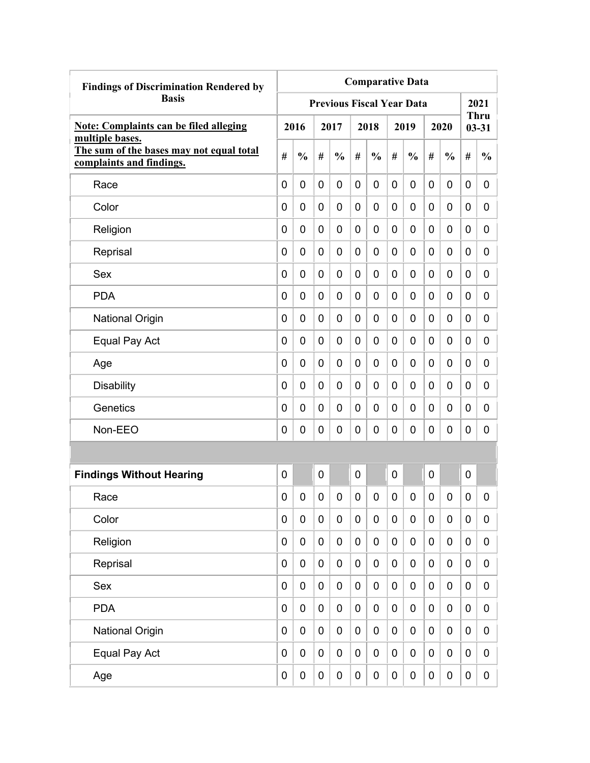| Findings of Discrimination Rendered by Basis | Comparative Data | | | | | | | | | | | |
|---|---|---|---|---|---|---|---|---|---|---|---|---|
| | Previous Fiscal Year Data | | | | | | | | | | 2021 Thru 03-31 | |
| **Note: Complaints can be filed alleging multiple bases. The sum of the bases may not equal total complaints and findings.** | 2016 | | 2017 | | 2018 | | 2019 | | 2020 | | | |
| | # | % | # | % | # | % | # | % | # | % | # | % |
| Race | 0 | 0 | 0 | 0 | 0 | 0 | 0 | 0 | 0 | 0 | 0 | 0 |
| Color | 0 | 0 | 0 | 0 | 0 | 0 | 0 | 0 | 0 | 0 | 0 | 0 |
| Religion | 0 | 0 | 0 | 0 | 0 | 0 | 0 | 0 | 0 | 0 | 0 | 0 |
| Reprisal | 0 | 0 | 0 | 0 | 0 | 0 | 0 | 0 | 0 | 0 | 0 | 0 |
| Sex | 0 | 0 | 0 | 0 | 0 | 0 | 0 | 0 | 0 | 0 | 0 | 0 |
| PDA | 0 | 0 | 0 | 0 | 0 | 0 | 0 | 0 | 0 | 0 | 0 | 0 |
| National Origin | 0 | 0 | 0 | 0 | 0 | 0 | 0 | 0 | 0 | 0 | 0 | 0 |
| Equal Pay Act | 0 | 0 | 0 | 0 | 0 | 0 | 0 | 0 | 0 | 0 | 0 | 0 |
| Age | 0 | 0 | 0 | 0 | 0 | 0 | 0 | 0 | 0 | 0 | 0 | 0 |
| Disability | 0 | 0 | 0 | 0 | 0 | 0 | 0 | 0 | 0 | 0 | 0 | 0 |
| Genetics | 0 | 0 | 0 | 0 | 0 | 0 | 0 | 0 | 0 | 0 | 0 | 0 |
| Non-EEO | 0 | 0 | 0 | 0 | 0 | 0 | 0 | 0 | 0 | 0 | 0 | 0 |
| | | | | | | | | | | | | |
| **Findings Without Hearing** | 0 | | 0 | | 0 | | 0 | | 0 | | 0 | |
| Race | 0 | 0 | 0 | 0 | 0 | 0 | 0 | 0 | 0 | 0 | 0 | 0 |
| Color | 0 | 0 | 0 | 0 | 0 | 0 | 0 | 0 | 0 | 0 | 0 | 0 |
| Religion | 0 | 0 | 0 | 0 | 0 | 0 | 0 | 0 | 0 | 0 | 0 | 0 |
| Reprisal | 0 | 0 | 0 | 0 | 0 | 0 | 0 | 0 | 0 | 0 | 0 | 0 |
| Sex | 0 | 0 | 0 | 0 | 0 | 0 | 0 | 0 | 0 | 0 | 0 | 0 |
| PDA | 0 | 0 | 0 | 0 | 0 | 0 | 0 | 0 | 0 | 0 | 0 | 0 |
| National Origin | 0 | 0 | 0 | 0 | 0 | 0 | 0 | 0 | 0 | 0 | 0 | 0 |
| Equal Pay Act | 0 | 0 | 0 | 0 | 0 | 0 | 0 | 0 | 0 | 0 | 0 | 0 |
| Age | 0 | 0 | 0 | 0 | 0 | 0 | 0 | 0 | 0 | 0 | 0 | 0 |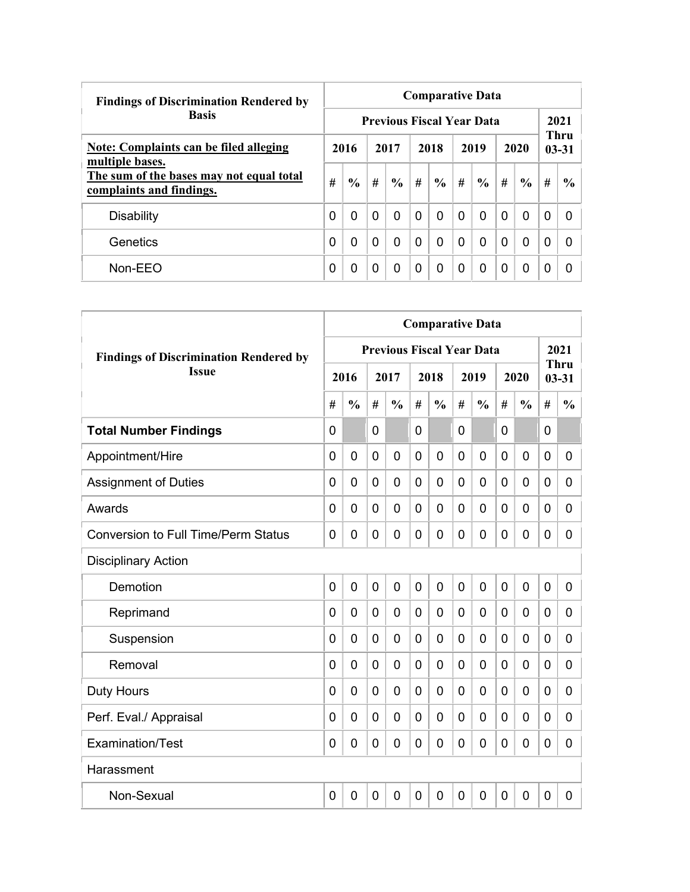| Findings of Discrimination Rendered by Basis | Comparative Data | | | | | | | | | | | |
|---|---|---|---|---|---|---|---|---|---|---|---|---|
| | Previous Fiscal Year Data | | | | | | | | | | 2021 Thru 03-31 | |
| **Note: Complaints can be filed alleging multiple bases.** | 2016 | | 2017 | | 2018 | | 2019 | | 2020 | | | |
| **The sum of the bases may not equal total complaints and findings.** | # | % | # | % | # | % | # | % | # | % | # | % |
| Disability | 0 | 0 | 0 | 0 | 0 | 0 | 0 | 0 | 0 | 0 | 0 | 0 |
| Genetics | 0 | 0 | 0 | 0 | 0 | 0 | 0 | 0 | 0 | 0 | 0 | 0 |
| Non-EEO | 0 | 0 | 0 | 0 | 0 | 0 | 0 | 0 | 0 | 0 | 0 | 0 |

| Findings of Discrimination Rendered by Issue | Comparative Data | | | | | | | | | | | |
|---|---|---|---|---|---|---|---|---|---|---|---|---|
| | Previous Fiscal Year Data | | | | | | | | | | 2021 Thru 03-31 | |
| | 2016 | | 2017 | | 2018 | | 2019 | | 2020 | | | |
| | # | % | # | % | # | % | # | % | # | % | # | % |
| **Total Number Findings** | 0 | | 0 | | 0 | | 0 | | 0 | | 0 | |
| Appointment/Hire | 0 | 0 | 0 | 0 | 0 | 0 | 0 | 0 | 0 | 0 | 0 | 0 |
| Assignment of Duties | 0 | 0 | 0 | 0 | 0 | 0 | 0 | 0 | 0 | 0 | 0 | 0 |
| Awards | 0 | 0 | 0 | 0 | 0 | 0 | 0 | 0 | 0 | 0 | 0 | 0 |
| Conversion to Full Time/Perm Status | 0 | 0 | 0 | 0 | 0 | 0 | 0 | 0 | 0 | 0 | 0 | 0 |
| Disciplinary Action | | | | | | | | | | | | |
| Demotion | 0 | 0 | 0 | 0 | 0 | 0 | 0 | 0 | 0 | 0 | 0 | 0 |
| Reprimand | 0 | 0 | 0 | 0 | 0 | 0 | 0 | 0 | 0 | 0 | 0 | 0 |
| Suspension | 0 | 0 | 0 | 0 | 0 | 0 | 0 | 0 | 0 | 0 | 0 | 0 |
| Removal | 0 | 0 | 0 | 0 | 0 | 0 | 0 | 0 | 0 | 0 | 0 | 0 |
| Duty Hours | 0 | 0 | 0 | 0 | 0 | 0 | 0 | 0 | 0 | 0 | 0 | 0 |
| Perf. Eval./ Appraisal | 0 | 0 | 0 | 0 | 0 | 0 | 0 | 0 | 0 | 0 | 0 | 0 |
| Examination/Test | 0 | 0 | 0 | 0 | 0 | 0 | 0 | 0 | 0 | 0 | 0 | 0 |
| Harassment | | | | | | | | | | | | |
| Non-Sexual | 0 | 0 | 0 | 0 | 0 | 0 | 0 | 0 | 0 | 0 | 0 | 0 |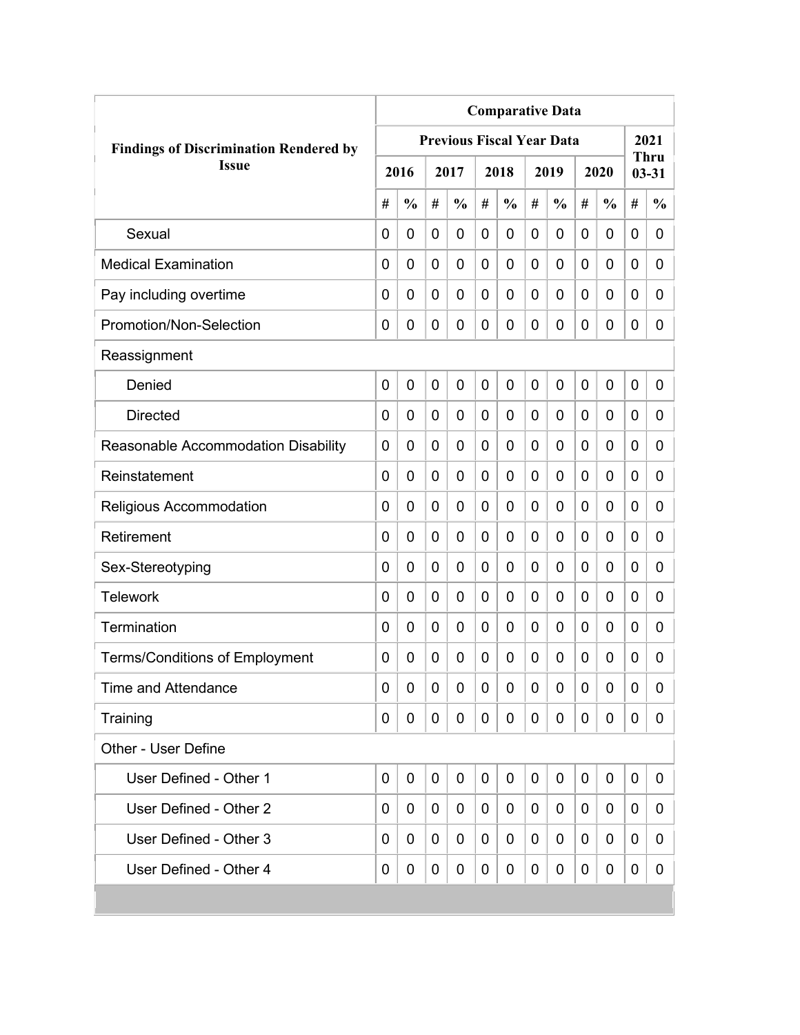| Findings of Discrimination Rendered by Issue | Comparative Data | | | | | | | | | | | |
|---|---|---|---|---|---|---|---|---|---|---|---|---|
| | Previous Fiscal Year Data | | | | | | | | | | 2021 Thru 03-31 | |
| | 2016 | | 2017 | | 2018 | | 2019 | | 2020 | | | |
| | # | % | # | % | # | % | # | % | # | % | # | % |
| Sexual | 0 | 0 | 0 | 0 | 0 | 0 | 0 | 0 | 0 | 0 | 0 | 0 |
| Medical Examination | 0 | 0 | 0 | 0 | 0 | 0 | 0 | 0 | 0 | 0 | 0 | 0 |
| Pay including overtime | 0 | 0 | 0 | 0 | 0 | 0 | 0 | 0 | 0 | 0 | 0 | 0 |
| Promotion/Non-Selection | 0 | 0 | 0 | 0 | 0 | 0 | 0 | 0 | 0 | 0 | 0 | 0 |
| Reassignment | | | | | | | | | | | | |
| Denied | 0 | 0 | 0 | 0 | 0 | 0 | 0 | 0 | 0 | 0 | 0 | 0 |
| Directed | 0 | 0 | 0 | 0 | 0 | 0 | 0 | 0 | 0 | 0 | 0 | 0 |
| Reasonable Accommodation Disability | 0 | 0 | 0 | 0 | 0 | 0 | 0 | 0 | 0 | 0 | 0 | 0 |
| Reinstatement | 0 | 0 | 0 | 0 | 0 | 0 | 0 | 0 | 0 | 0 | 0 | 0 |
| Religious Accommodation | 0 | 0 | 0 | 0 | 0 | 0 | 0 | 0 | 0 | 0 | 0 | 0 |
| Retirement | 0 | 0 | 0 | 0 | 0 | 0 | 0 | 0 | 0 | 0 | 0 | 0 |
| Sex-Stereotyping | 0 | 0 | 0 | 0 | 0 | 0 | 0 | 0 | 0 | 0 | 0 | 0 |
| Telework | 0 | 0 | 0 | 0 | 0 | 0 | 0 | 0 | 0 | 0 | 0 | 0 |
| Termination | 0 | 0 | 0 | 0 | 0 | 0 | 0 | 0 | 0 | 0 | 0 | 0 |
| Terms/Conditions of Employment | 0 | 0 | 0 | 0 | 0 | 0 | 0 | 0 | 0 | 0 | 0 | 0 |
| Time and Attendance | 0 | 0 | 0 | 0 | 0 | 0 | 0 | 0 | 0 | 0 | 0 | 0 |
| Training | 0 | 0 | 0 | 0 | 0 | 0 | 0 | 0 | 0 | 0 | 0 | 0 |
| Other - User Define | | | | | | | | | | | | |
| User Defined - Other 1 | 0 | 0 | 0 | 0 | 0 | 0 | 0 | 0 | 0 | 0 | 0 | 0 |
| User Defined - Other 2 | 0 | 0 | 0 | 0 | 0 | 0 | 0 | 0 | 0 | 0 | 0 | 0 |
| User Defined - Other 3 | 0 | 0 | 0 | 0 | 0 | 0 | 0 | 0 | 0 | 0 | 0 | 0 |
| User Defined - Other 4 | 0 | 0 | 0 | 0 | 0 | 0 | 0 | 0 | 0 | 0 | 0 | 0 |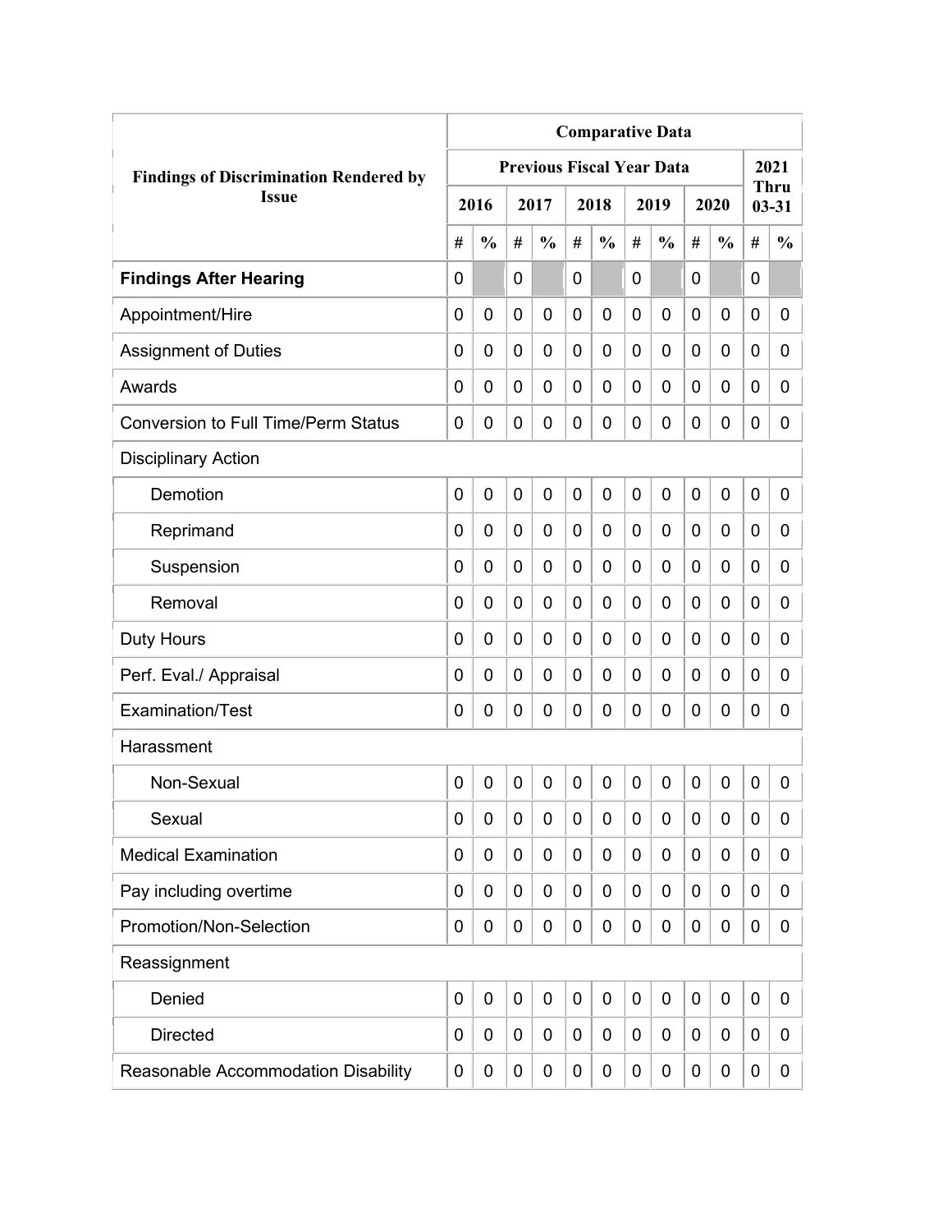| Findings of Discrimination Rendered by Issue | Comparative Data | | | | | | | | | | | |
|---|---|---|---|---|---|---|---|---|---|---|---|---|
| | Previous Fiscal Year Data | | | | | | | | | | 2021 Thru 03-31 | |
| | 2016 | | 2017 | | 2018 | | 2019 | | 2020 | | | |
| | # | % | # | % | # | % | # | % | # | % | # | % |
| **Findings After Hearing** | 0 | | 0 | | 0 | | 0 | | 0 | | 0 | |
| Appointment/Hire | 0 | 0 | 0 | 0 | 0 | 0 | 0 | 0 | 0 | 0 | 0 | 0 |
| Assignment of Duties | 0 | 0 | 0 | 0 | 0 | 0 | 0 | 0 | 0 | 0 | 0 | 0 |
| Awards | 0 | 0 | 0 | 0 | 0 | 0 | 0 | 0 | 0 | 0 | 0 | 0 |
| Conversion to Full Time/Perm Status | 0 | 0 | 0 | 0 | 0 | 0 | 0 | 0 | 0 | 0 | 0 | 0 |
| Disciplinary Action | | | | | | | | | | | | |
| Demotion | 0 | 0 | 0 | 0 | 0 | 0 | 0 | 0 | 0 | 0 | 0 | 0 |
| Reprimand | 0 | 0 | 0 | 0 | 0 | 0 | 0 | 0 | 0 | 0 | 0 | 0 |
| Suspension | 0 | 0 | 0 | 0 | 0 | 0 | 0 | 0 | 0 | 0 | 0 | 0 |
| Removal | 0 | 0 | 0 | 0 | 0 | 0 | 0 | 0 | 0 | 0 | 0 | 0 |
| Duty Hours | 0 | 0 | 0 | 0 | 0 | 0 | 0 | 0 | 0 | 0 | 0 | 0 |
| Perf. Eval./ Appraisal | 0 | 0 | 0 | 0 | 0 | 0 | 0 | 0 | 0 | 0 | 0 | 0 |
| Examination/Test | 0 | 0 | 0 | 0 | 0 | 0 | 0 | 0 | 0 | 0 | 0 | 0 |
| Harassment | | | | | | | | | | | | |
| Non-Sexual | 0 | 0 | 0 | 0 | 0 | 0 | 0 | 0 | 0 | 0 | 0 | 0 |
| Sexual | 0 | 0 | 0 | 0 | 0 | 0 | 0 | 0 | 0 | 0 | 0 | 0 |
| Medical Examination | 0 | 0 | 0 | 0 | 0 | 0 | 0 | 0 | 0 | 0 | 0 | 0 |
| Pay including overtime | 0 | 0 | 0 | 0 | 0 | 0 | 0 | 0 | 0 | 0 | 0 | 0 |
| Promotion/Non-Selection | 0 | 0 | 0 | 0 | 0 | 0 | 0 | 0 | 0 | 0 | 0 | 0 |
| Reassignment | | | | | | | | | | | | |
| Denied | 0 | 0 | 0 | 0 | 0 | 0 | 0 | 0 | 0 | 0 | 0 | 0 |
| Directed | 0 | 0 | 0 | 0 | 0 | 0 | 0 | 0 | 0 | 0 | 0 | 0 |
| Reasonable Accommodation Disability | 0 | 0 | 0 | 0 | 0 | 0 | 0 | 0 | 0 | 0 | 0 | 0 |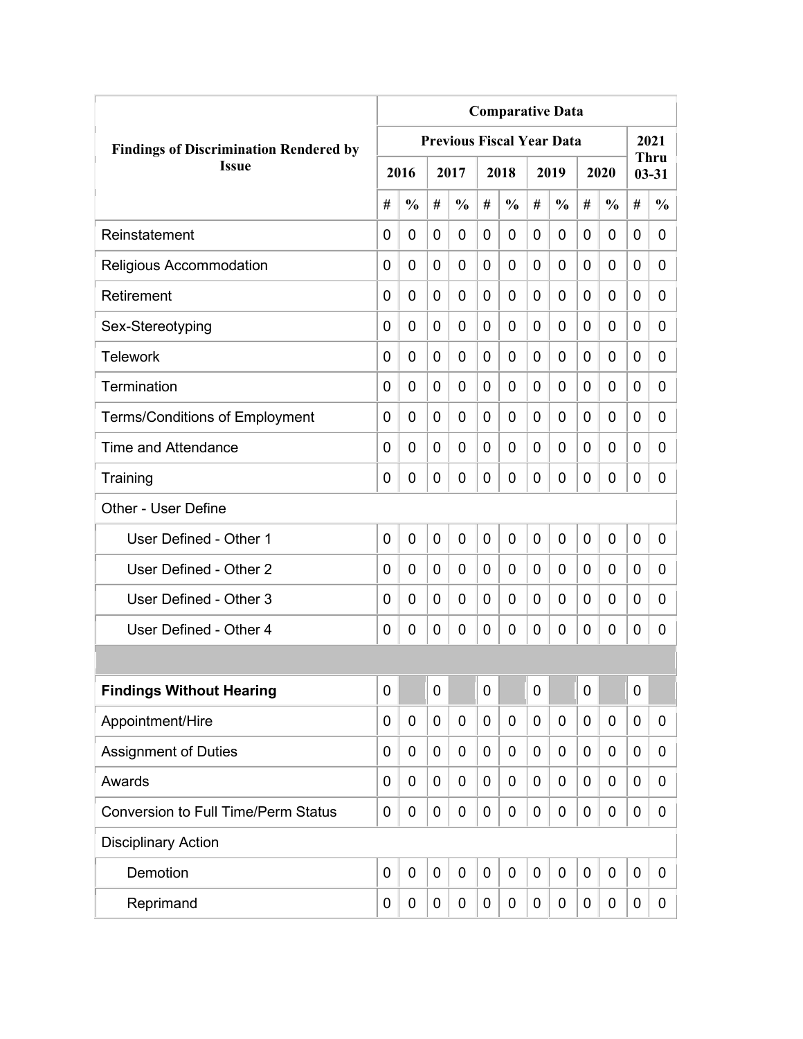| Findings of Discrimination Rendered by Issue | Comparative Data | | | | | | | | | | | |
|---|---|---|---|---|---|---|---|---|---|---|---|---|
| | Previous Fiscal Year Data | | | | | | | | | | 2021 Thru 03-31 | |
| | 2016 | | 2017 | | 2018 | | 2019 | | 2020 | | | |
| | # | % | # | % | # | % | # | % | # | % | # | % |
| Reinstatement | 0 | 0 | 0 | 0 | 0 | 0 | 0 | 0 | 0 | 0 | 0 | 0 |
| Religious Accommodation | 0 | 0 | 0 | 0 | 0 | 0 | 0 | 0 | 0 | 0 | 0 | 0 |
| Retirement | 0 | 0 | 0 | 0 | 0 | 0 | 0 | 0 | 0 | 0 | 0 | 0 |
| Sex-Stereotyping | 0 | 0 | 0 | 0 | 0 | 0 | 0 | 0 | 0 | 0 | 0 | 0 |
| Telework | 0 | 0 | 0 | 0 | 0 | 0 | 0 | 0 | 0 | 0 | 0 | 0 |
| Termination | 0 | 0 | 0 | 0 | 0 | 0 | 0 | 0 | 0 | 0 | 0 | 0 |
| Terms/Conditions of Employment | 0 | 0 | 0 | 0 | 0 | 0 | 0 | 0 | 0 | 0 | 0 | 0 |
| Time and Attendance | 0 | 0 | 0 | 0 | 0 | 0 | 0 | 0 | 0 | 0 | 0 | 0 |
| Training | 0 | 0 | 0 | 0 | 0 | 0 | 0 | 0 | 0 | 0 | 0 | 0 |
| Other - User Define | | | | | | | | | | | | |
| User Defined - Other 1 | 0 | 0 | 0 | 0 | 0 | 0 | 0 | 0 | 0 | 0 | 0 | 0 |
| User Defined - Other 2 | 0 | 0 | 0 | 0 | 0 | 0 | 0 | 0 | 0 | 0 | 0 | 0 |
| User Defined - Other 3 | 0 | 0 | 0 | 0 | 0 | 0 | 0 | 0 | 0 | 0 | 0 | 0 |
| User Defined - Other 4 | 0 | 0 | 0 | 0 | 0 | 0 | 0 | 0 | 0 | 0 | 0 | 0 |
| | | | | | | | | | | | | |
| **Findings Without Hearing** | 0 | | 0 | | 0 | | 0 | | 0 | | 0 | |
| Appointment/Hire | 0 | 0 | 0 | 0 | 0 | 0 | 0 | 0 | 0 | 0 | 0 | 0 |
| Assignment of Duties | 0 | 0 | 0 | 0 | 0 | 0 | 0 | 0 | 0 | 0 | 0 | 0 |
| Awards | 0 | 0 | 0 | 0 | 0 | 0 | 0 | 0 | 0 | 0 | 0 | 0 |
| Conversion to Full Time/Perm Status | 0 | 0 | 0 | 0 | 0 | 0 | 0 | 0 | 0 | 0 | 0 | 0 |
| Disciplinary Action | | | | | | | | | | | | |
| Demotion | 0 | 0 | 0 | 0 | 0 | 0 | 0 | 0 | 0 | 0 | 0 | 0 |
| Reprimand | 0 | 0 | 0 | 0 | 0 | 0 | 0 | 0 | 0 | 0 | 0 | 0 |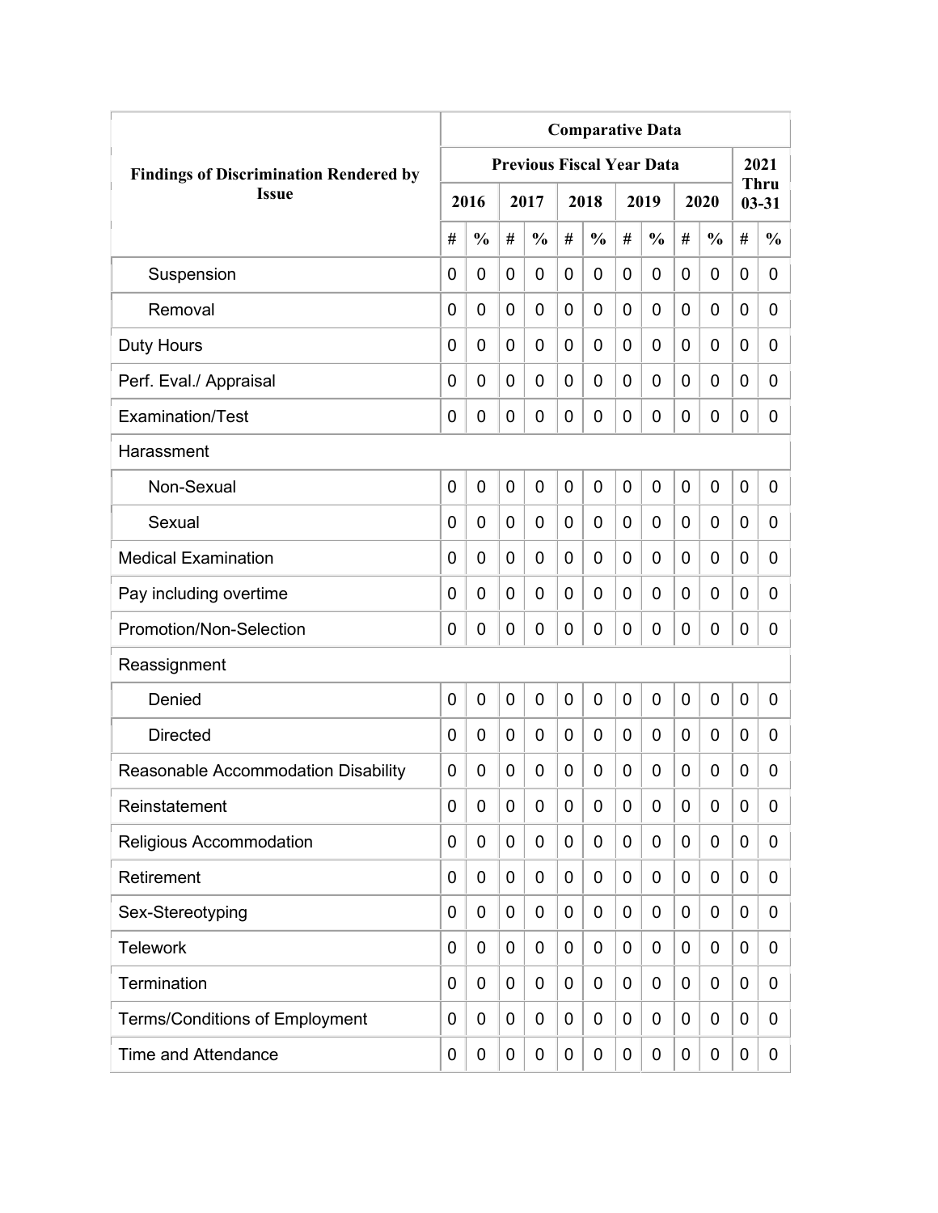| Findings of Discrimination Rendered by Issue | Comparative Data | | | | | | | | | | | |
|---|---|---|---|---|---|---|---|---|---|---|---|---|
| | Previous Fiscal Year Data | | | | | | | | | | 2021 Thru 03-31 | |
| | 2016 | | 2017 | | 2018 | | 2019 | | 2020 | | | |
| | # | % | # | % | # | % | # | % | # | % | # | % |
| Suspension | 0 | 0 | 0 | 0 | 0 | 0 | 0 | 0 | 0 | 0 | 0 | 0 |
| Removal | 0 | 0 | 0 | 0 | 0 | 0 | 0 | 0 | 0 | 0 | 0 | 0 |
| Duty Hours | 0 | 0 | 0 | 0 | 0 | 0 | 0 | 0 | 0 | 0 | 0 | 0 |
| Perf. Eval./ Appraisal | 0 | 0 | 0 | 0 | 0 | 0 | 0 | 0 | 0 | 0 | 0 | 0 |
| Examination/Test | 0 | 0 | 0 | 0 | 0 | 0 | 0 | 0 | 0 | 0 | 0 | 0 |
| Harassment | | | | | | | | | | | | |
| Non-Sexual | 0 | 0 | 0 | 0 | 0 | 0 | 0 | 0 | 0 | 0 | 0 | 0 |
| Sexual | 0 | 0 | 0 | 0 | 0 | 0 | 0 | 0 | 0 | 0 | 0 | 0 |
| Medical Examination | 0 | 0 | 0 | 0 | 0 | 0 | 0 | 0 | 0 | 0 | 0 | 0 |
| Pay including overtime | 0 | 0 | 0 | 0 | 0 | 0 | 0 | 0 | 0 | 0 | 0 | 0 |
| Promotion/Non-Selection | 0 | 0 | 0 | 0 | 0 | 0 | 0 | 0 | 0 | 0 | 0 | 0 |
| Reassignment | | | | | | | | | | | | |
| Denied | 0 | 0 | 0 | 0 | 0 | 0 | 0 | 0 | 0 | 0 | 0 | 0 |
| Directed | 0 | 0 | 0 | 0 | 0 | 0 | 0 | 0 | 0 | 0 | 0 | 0 |
| Reasonable Accommodation Disability | 0 | 0 | 0 | 0 | 0 | 0 | 0 | 0 | 0 | 0 | 0 | 0 |
| Reinstatement | 0 | 0 | 0 | 0 | 0 | 0 | 0 | 0 | 0 | 0 | 0 | 0 |
| Religious Accommodation | 0 | 0 | 0 | 0 | 0 | 0 | 0 | 0 | 0 | 0 | 0 | 0 |
| Retirement | 0 | 0 | 0 | 0 | 0 | 0 | 0 | 0 | 0 | 0 | 0 | 0 |
| Sex-Stereotyping | 0 | 0 | 0 | 0 | 0 | 0 | 0 | 0 | 0 | 0 | 0 | 0 |
| Telework | 0 | 0 | 0 | 0 | 0 | 0 | 0 | 0 | 0 | 0 | 0 | 0 |
| Termination | 0 | 0 | 0 | 0 | 0 | 0 | 0 | 0 | 0 | 0 | 0 | 0 |
| Terms/Conditions of Employment | 0 | 0 | 0 | 0 | 0 | 0 | 0 | 0 | 0 | 0 | 0 | 0 |
| Time and Attendance | 0 | 0 | 0 | 0 | 0 | 0 | 0 | 0 | 0 | 0 | 0 | 0 |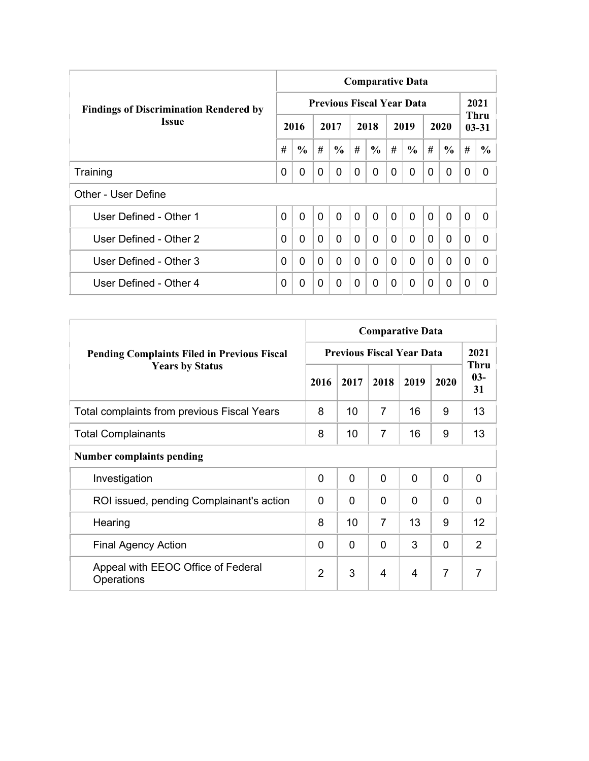| Findings of Discrimination Rendered by Issue | Comparative Data | | | | | | | | | | | |
|---|---|---|---|---|---|---|---|---|---|---|---|---|
| | Previous Fiscal Year Data | | | | | | | | | | 2021 Thru 03-31 | |
| | 2016 | | 2017 | | 2018 | | 2019 | | 2020 | | | |
| | # | % | # | % | # | % | # | % | # | % | # | % |
| Training | 0 | 0 | 0 | 0 | 0 | 0 | 0 | 0 | 0 | 0 | 0 | 0 |
| Other - User Define | | | | | | | | | | | | |
| User Defined - Other 1 | 0 | 0 | 0 | 0 | 0 | 0 | 0 | 0 | 0 | 0 | 0 | 0 |
| User Defined - Other 2 | 0 | 0 | 0 | 0 | 0 | 0 | 0 | 0 | 0 | 0 | 0 | 0 |
| User Defined - Other 3 | 0 | 0 | 0 | 0 | 0 | 0 | 0 | 0 | 0 | 0 | 0 | 0 |
| User Defined - Other 4 | 0 | 0 | 0 | 0 | 0 | 0 | 0 | 0 | 0 | 0 | 0 | 0 |

| Pending Complaints Filed in Previous Fiscal Years by Status | Comparative Data | | | | | |
|---|---|---|---|---|---|---|
| | Previous Fiscal Year Data | | | | | 2021 Thru 03-31 |
| | 2016 | 2017 | 2018 | 2019 | 2020 | |
| Total complaints from previous Fiscal Years | 8 | 10 | 7 | 16 | 9 | 13 |
| Total Complainants | 8 | 10 | 7 | 16 | 9 | 13 |
| **Number complaints pending** | | | | | | |
| Investigation | 0 | 0 | 0 | 0 | 0 | 0 |
| ROI issued, pending Complainant's action | 0 | 0 | 0 | 0 | 0 | 0 |
| Hearing | 8 | 10 | 7 | 13 | 9 | 12 |
| Final Agency Action | 0 | 0 | 0 | 3 | 0 | 2 |
| Appeal with EEOC Office of Federal Operations | 2 | 3 | 4 | 4 | 7 | 7 |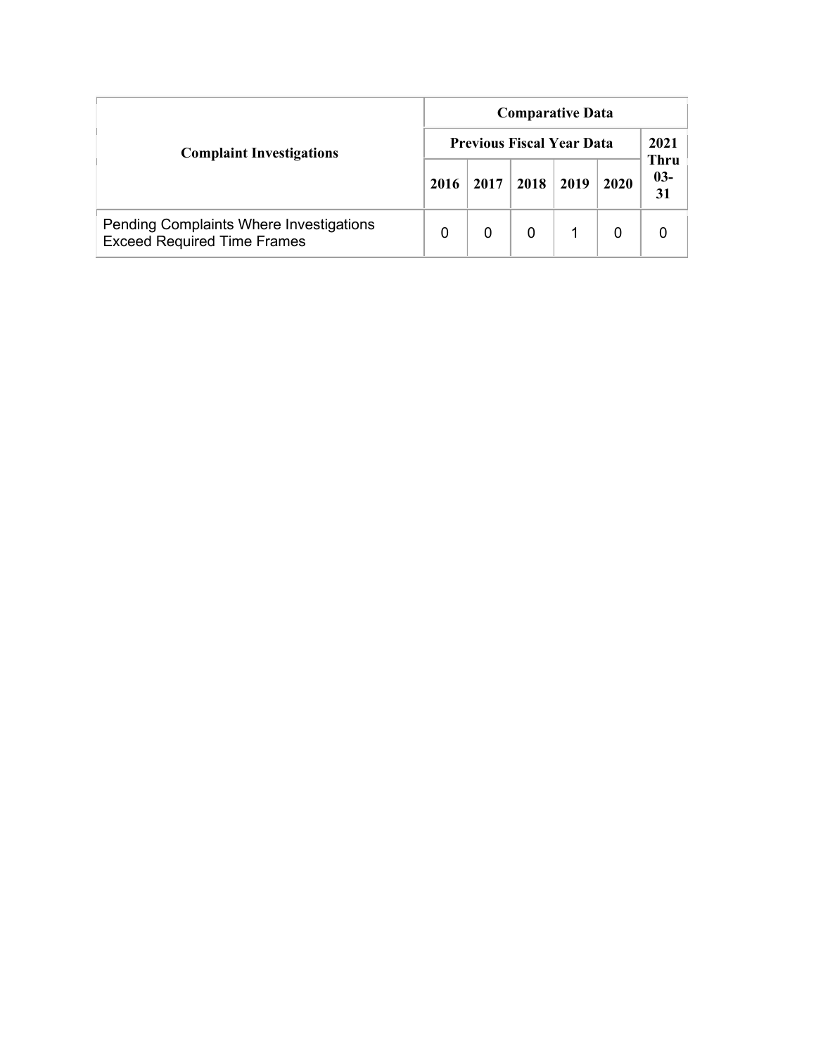| Complaint Investigations | Comparative Data | | | | | |
|---|---|---|---|---|---|---|
| | Previous Fiscal Year Data | | | | | 2021 Thru 03-31 |
| | 2016 | 2017 | 2018 | 2019 | 2020 | |
| Pending Complaints Where Investigations Exceed Required Time Frames | 0 | 0 | 0 | 1 | 0 | 0 |